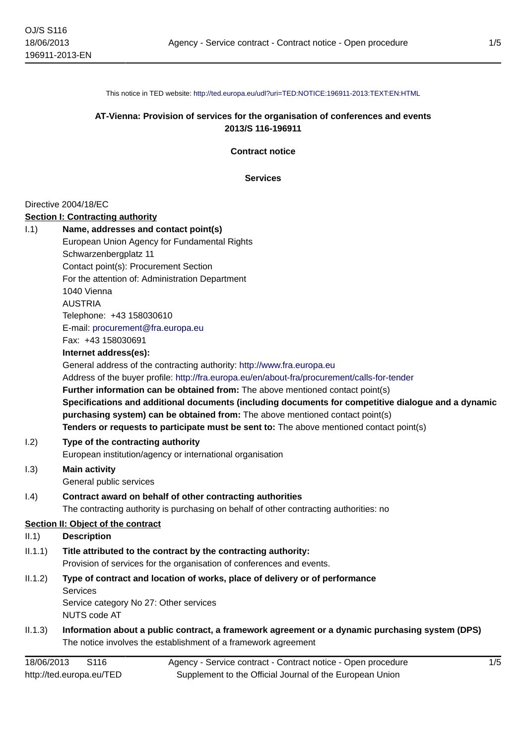This notice in TED website: http://ted.europa.eu/udl?uri=TED:NOTICE:196911-2013:TEXT:EN:HTML

**AT-Vienna: Provision of services for the organisation of conferences and events**
**2013/S 116-196911**

**Contract notice**

**Services**

Directive 2004/18/EC

**Section I: Contracting authority**

I.1) **Name, addresses and contact point(s)**

European Union Agency for Fundamental Rights
Schwarzenbergplatz 11
Contact point(s): Procurement Section
For the attention of: Administration Department
1040 Vienna
AUSTRIA
Telephone: +43 158030610
E-mail: procurement@fra.europa.eu
Fax: +43 158030691

**Internet address(es):**

General address of the contracting authority: http://www.fra.europa.eu
Address of the buyer profile: http://fra.europa.eu/en/about-fra/procurement/calls-for-tender

**Further information can be obtained from:** The above mentioned contact point(s)

**Specifications and additional documents (including documents for competitive dialogue and a dynamic purchasing system) can be obtained from:** The above mentioned contact point(s)

**Tenders or requests to participate must be sent to:** The above mentioned contact point(s)

I.2) **Type of the contracting authority**

European institution/agency or international organisation

I.3) **Main activity**

General public services

I.4) **Contract award on behalf of other contracting authorities**

The contracting authority is purchasing on behalf of other contracting authorities: no

**Section II: Object of the contract**

II.1) **Description**

II.1.1) **Title attributed to the contract by the contracting authority:**

Provision of services for the organisation of conferences and events.

II.1.2) **Type of contract and location of works, place of delivery or of performance**

Services
Service category No 27: Other services
NUTS code AT

II.1.3) **Information about a public contract, a framework agreement or a dynamic purchasing system (DPS)**

The notice involves the establishment of a framework agreement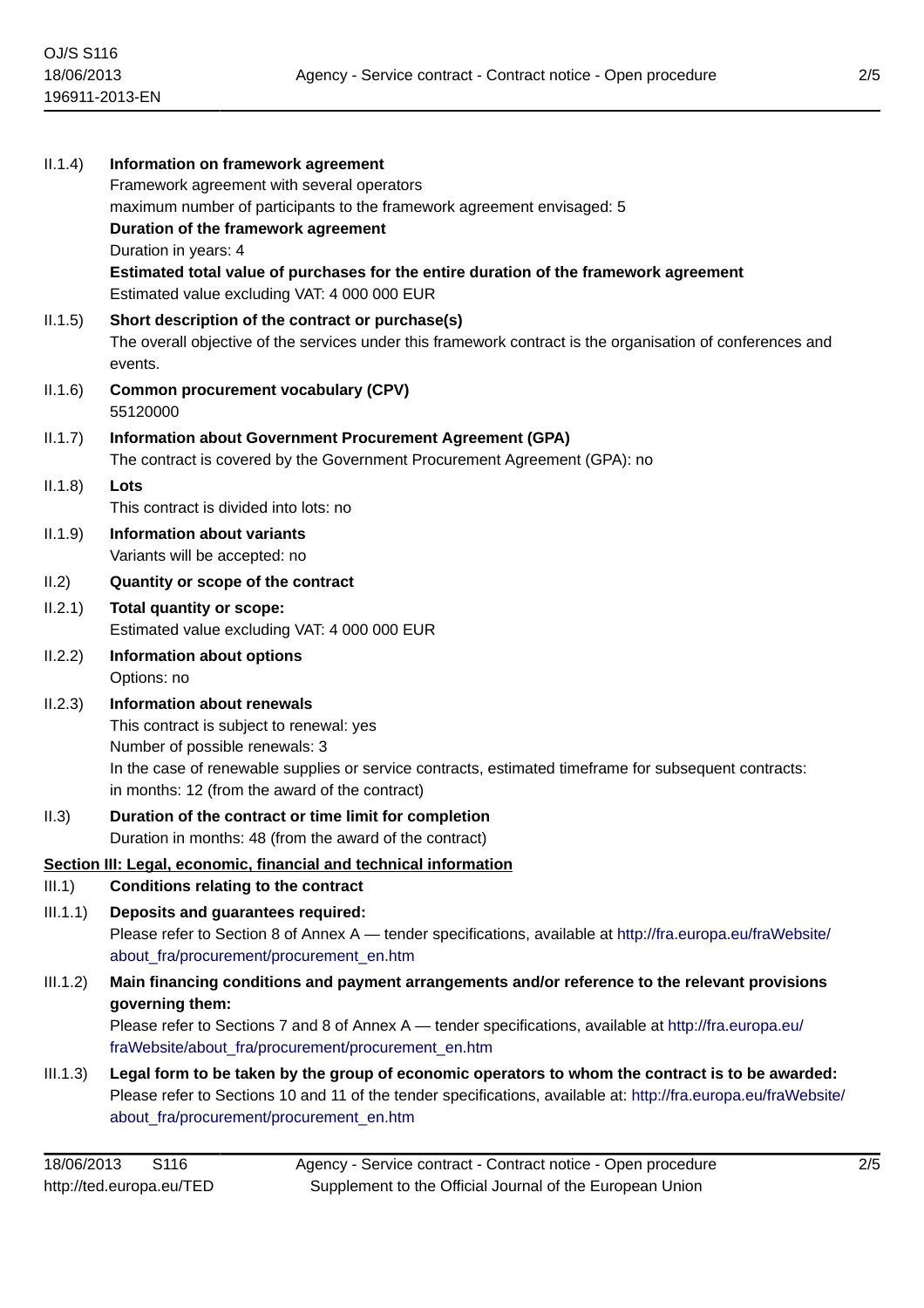II.1.4) **Information on framework agreement**
Framework agreement with several operators
maximum number of participants to the framework agreement envisaged: 5
**Duration of the framework agreement**
Duration in years: 4
**Estimated total value of purchases for the entire duration of the framework agreement**
Estimated value excluding VAT: 4 000 000 EUR

II.1.5) **Short description of the contract or purchase(s)**
The overall objective of the services under this framework contract is the organisation of conferences and events.

II.1.6) **Common procurement vocabulary (CPV)**
55120000

II.1.7) **Information about Government Procurement Agreement (GPA)**
The contract is covered by the Government Procurement Agreement (GPA): no

II.1.8) **Lots**
This contract is divided into lots: no

II.1.9) **Information about variants**
Variants will be accepted: no

II.2) **Quantity or scope of the contract**

II.2.1) **Total quantity or scope:**
Estimated value excluding VAT: 4 000 000 EUR

II.2.2) **Information about options**
Options: no

II.2.3) **Information about renewals**
This contract is subject to renewal: yes
Number of possible renewals: 3
In the case of renewable supplies or service contracts, estimated timeframe for subsequent contracts:
in months: 12 (from the award of the contract)

II.3) **Duration of the contract or time limit for completion**
Duration in months: 48 (from the award of the contract)

## Section III: Legal, economic, financial and technical information

III.1) **Conditions relating to the contract**

III.1.1) **Deposits and guarantees required:**
Please refer to Section 8 of Annex A — tender specifications, available at http://fra.europa.eu/fraWebsite/about_fra/procurement/procurement_en.htm

III.1.2) **Main financing conditions and payment arrangements and/or reference to the relevant provisions governing them:**
Please refer to Sections 7 and 8 of Annex A — tender specifications, available at http://fra.europa.eu/fraWebsite/about_fra/procurement/procurement_en.htm

III.1.3) **Legal form to be taken by the group of economic operators to whom the contract is to be awarded:**
Please refer to Sections 10 and 11 of the tender specifications, available at: http://fra.europa.eu/fraWebsite/about_fra/procurement/procurement_en.htm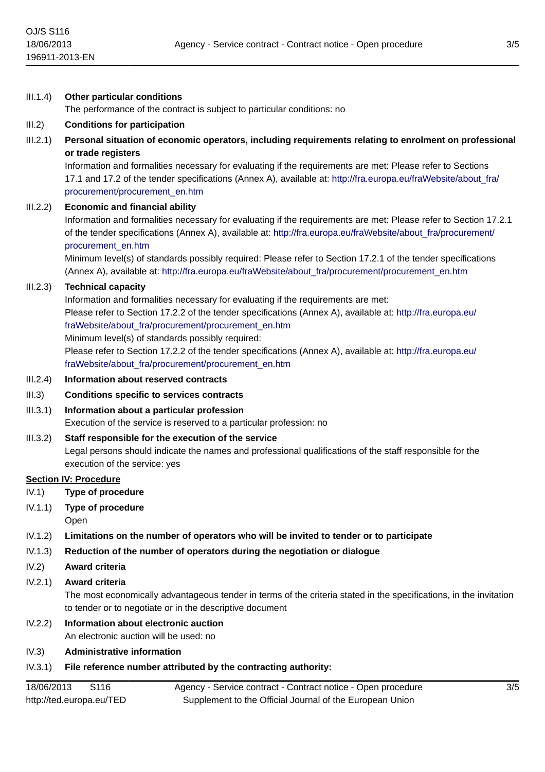III.1.4) **Other particular conditions**
The performance of the contract is subject to particular conditions: no

III.2) **Conditions for participation**

III.2.1) **Personal situation of economic operators, including requirements relating to enrolment on professional or trade registers**
Information and formalities necessary for evaluating if the requirements are met: Please refer to Sections 17.1 and 17.2 of the tender specifications (Annex A), available at: http://fra.europa.eu/fraWebsite/about_fra/procurement/procurement_en.htm

III.2.2) **Economic and financial ability**
Information and formalities necessary for evaluating if the requirements are met: Please refer to Section 17.2.1 of the tender specifications (Annex A), available at: http://fra.europa.eu/fraWebsite/about_fra/procurement/procurement_en.htm
Minimum level(s) of standards possibly required: Please refer to Section 17.2.1 of the tender specifications (Annex A), available at: http://fra.europa.eu/fraWebsite/about_fra/procurement/procurement_en.htm

III.2.3) **Technical capacity**
Information and formalities necessary for evaluating if the requirements are met:
Please refer to Section 17.2.2 of the tender specifications (Annex A), available at: http://fra.europa.eu/fraWebsite/about_fra/procurement/procurement_en.htm
Minimum level(s) of standards possibly required:
Please refer to Section 17.2.2 of the tender specifications (Annex A), available at: http://fra.europa.eu/fraWebsite/about_fra/procurement/procurement_en.htm

III.2.4) **Information about reserved contracts**

III.3) **Conditions specific to services contracts**

III.3.1) **Information about a particular profession**
Execution of the service is reserved to a particular profession: no

III.3.2) **Staff responsible for the execution of the service**
Legal persons should indicate the names and professional qualifications of the staff responsible for the execution of the service: yes

## Section IV: Procedure

IV.1) **Type of procedure**

IV.1.1) **Type of procedure**
Open

IV.1.2) **Limitations on the number of operators who will be invited to tender or to participate**

IV.1.3) **Reduction of the number of operators during the negotiation or dialogue**

IV.2) **Award criteria**

IV.2.1) **Award criteria**
The most economically advantageous tender in terms of the criteria stated in the specifications, in the invitation to tender or to negotiate or in the descriptive document

IV.2.2) **Information about electronic auction**
An electronic auction will be used: no

IV.3) **Administrative information**

IV.3.1) **File reference number attributed by the contracting authority:**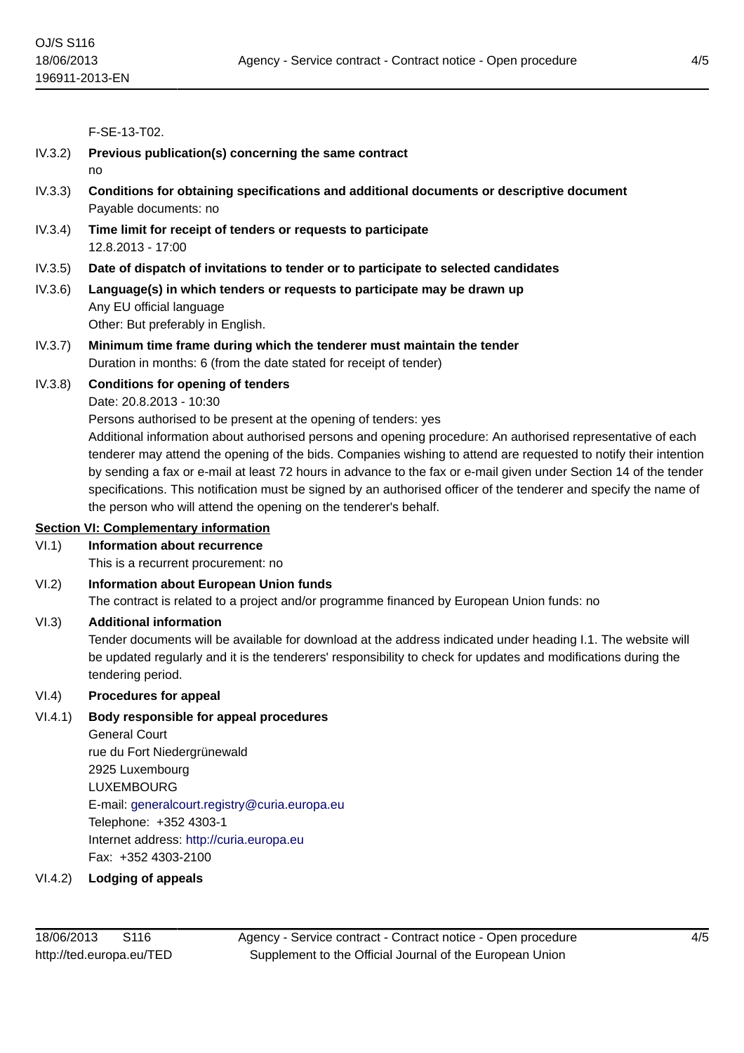F-SE-13-T02.

IV.3.2) **Previous publication(s) concerning the same contract**
no

IV.3.3) **Conditions for obtaining specifications and additional documents or descriptive document**
Payable documents: no

IV.3.4) **Time limit for receipt of tenders or requests to participate**
12.8.2013 - 17:00

IV.3.5) **Date of dispatch of invitations to tender or to participate to selected candidates**

IV.3.6) **Language(s) in which tenders or requests to participate may be drawn up**
Any EU official language
Other: But preferably in English.

IV.3.7) **Minimum time frame during which the tenderer must maintain the tender**
Duration in months: 6 (from the date stated for receipt of tender)

IV.3.8) **Conditions for opening of tenders**
Date: 20.8.2013 - 10:30
Persons authorised to be present at the opening of tenders: yes
Additional information about authorised persons and opening procedure: An authorised representative of each tenderer may attend the opening of the bids. Companies wishing to attend are requested to notify their intention by sending a fax or e-mail at least 72 hours in advance to the fax or e-mail given under Section 14 of the tender specifications. This notification must be signed by an authorised officer of the tenderer and specify the name of the person who will attend the opening on the tenderer's behalf.

**Section VI: Complementary information**

VI.1) **Information about recurrence**
This is a recurrent procurement: no

VI.2) **Information about European Union funds**
The contract is related to a project and/or programme financed by European Union funds: no

VI.3) **Additional information**
Tender documents will be available for download at the address indicated under heading I.1. The website will be updated regularly and it is the tenderers' responsibility to check for updates and modifications during the tendering period.

VI.4) **Procedures for appeal**

VI.4.1) **Body responsible for appeal procedures**
General Court
rue du Fort Niedergrünewald
2925 Luxembourg
LUXEMBOURG
E-mail: generalcourt.registry@curia.europa.eu
Telephone: +352 4303-1
Internet address: http://curia.europa.eu
Fax: +352 4303-2100

VI.4.2) **Lodging of appeals**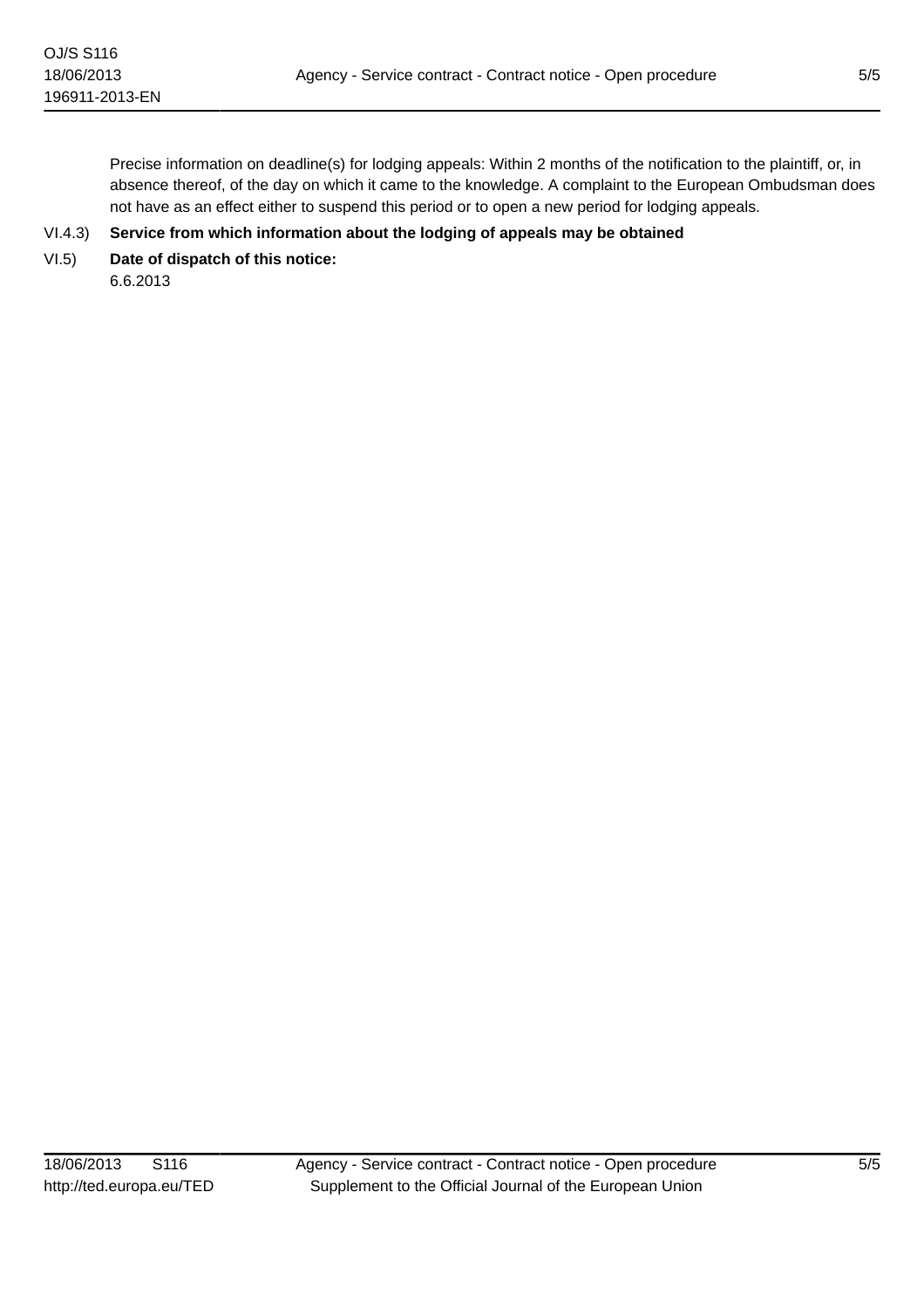Precise information on deadline(s) for lodging appeals: Within 2 months of the notification to the plaintiff, or, in absence thereof, of the day on which it came to the knowledge. A complaint to the European Ombudsman does not have as an effect either to suspend this period or to open a new period for lodging appeals.

VI.4.3) **Service from which information about the lodging of appeals may be obtained**

VI.5) **Date of dispatch of this notice:**
6.6.2013